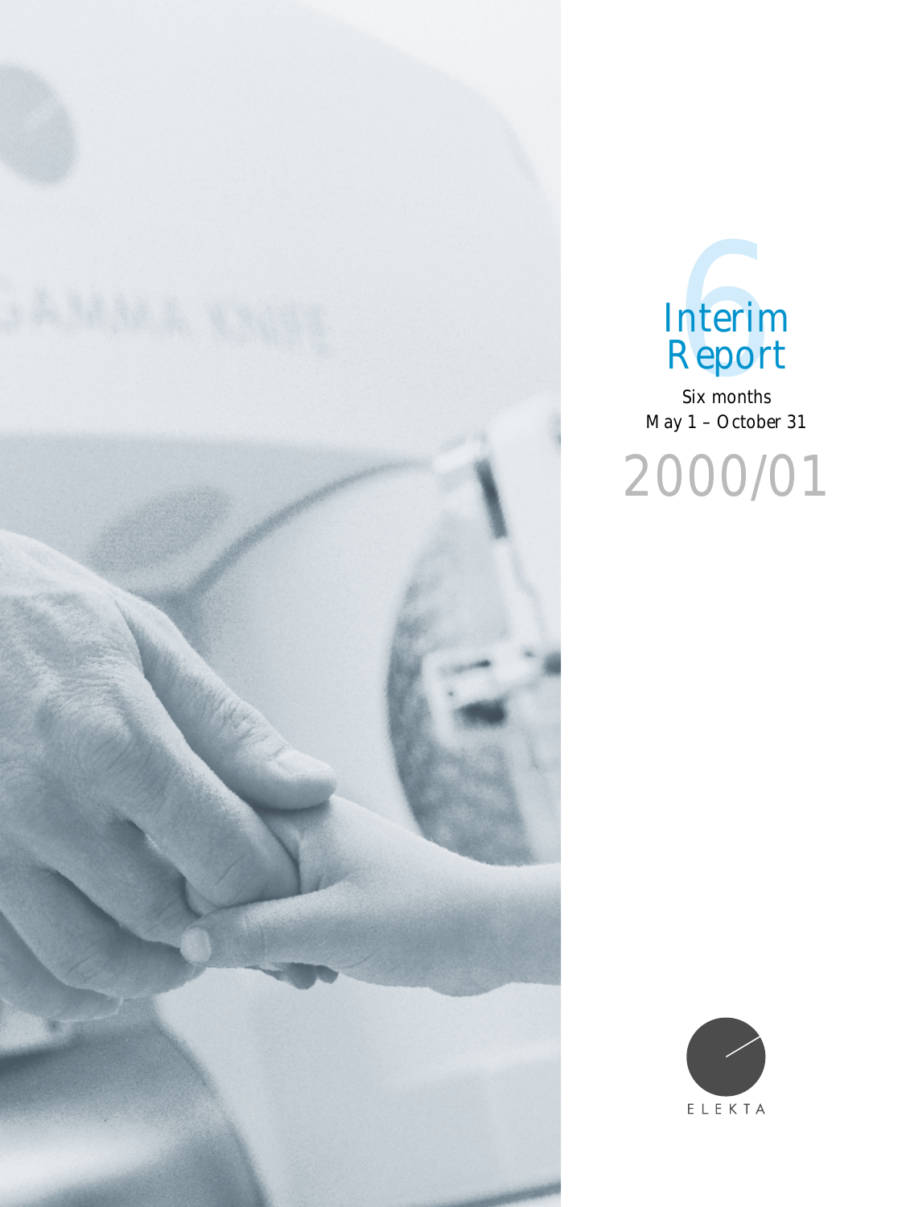# Interim Report

Six months
May 1 – October 31

2000/01

ELEKTA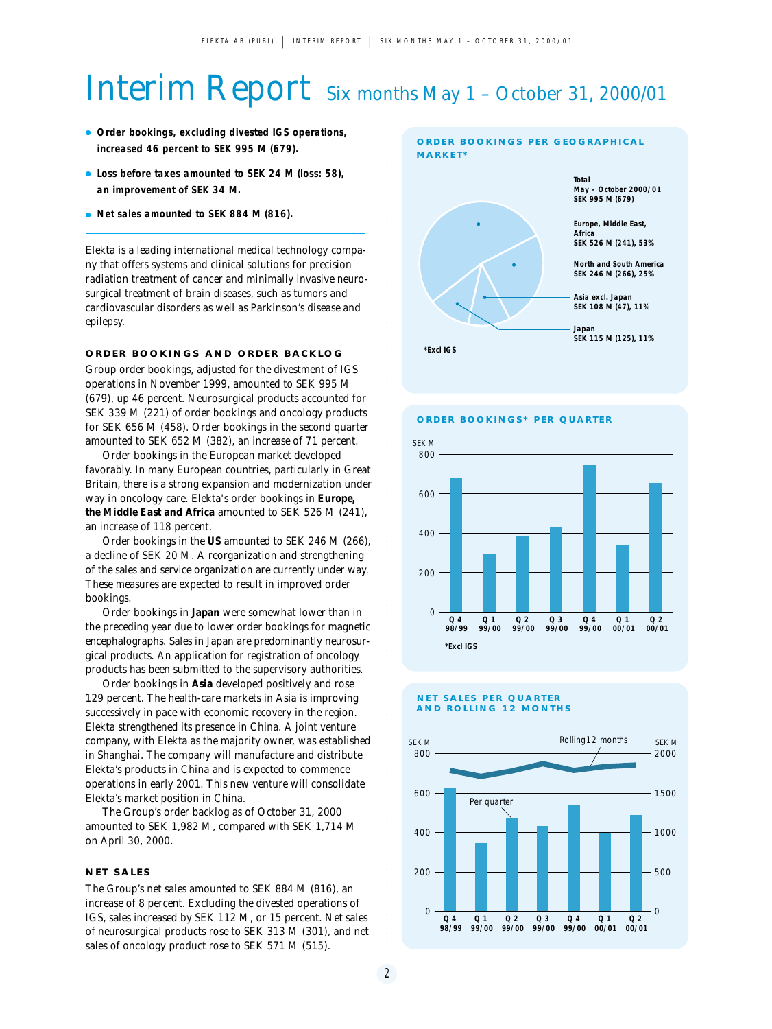# Interim Report Six months May 1 – October 31, 2000/01

- **Order bookings, excluding divested IGS operations, increased 46 percent to SEK 995 M (679).**
- **Loss before taxes amounted to SEK 24 M (loss: 58), an improvement of SEK 34 M.**
- **Net sales amounted to SEK 884 M (816).**

Elekta is a leading international medical technology company that offers systems and clinical solutions for precision radiation treatment of cancer and minimally invasive neurosurgical treatment of brain diseases, such as tumors and cardiovascular disorders as well as Parkinson's disease and epilepsy.

## ORDER BOOKINGS AND ORDER BACKLOG

Group order bookings, adjusted for the divestment of IGS operations in November 1999, amounted to SEK 995 M (679), up 46 percent. Neurosurgical products accounted for SEK 339 M (221) of order bookings and oncology products for SEK 656 M (458). Order bookings in the second quarter amounted to SEK 652 M (382), an increase of 71 percent.

Order bookings in the European market developed favorably. In many European countries, particularly in Great Britain, there is a strong expansion and modernization under way in oncology care. Elekta's order bookings in **Europe, the Middle East and Africa** amounted to SEK 526 M (241), an increase of 118 percent.

Order bookings in the **US** amounted to SEK 246 M (266), a decline of SEK 20 M. A reorganization and strengthening of the sales and service organization are currently under way. These measures are expected to result in improved order bookings.

Order bookings in **Japan** were somewhat lower than in the preceding year due to lower order bookings for magnetic encephalographs. Sales in Japan are predominantly neurosurgical products. An application for registration of oncology products has been submitted to the supervisory authorities.

Order bookings in **Asia** developed positively and rose 129 percent. The health-care markets in Asia is improving successively in pace with economic recovery in the region. Elekta strengthened its presence in China. A joint venture company, with Elekta as the majority owner, was established in Shanghai. The company will manufacture and distribute Elekta's products in China and is expected to commence operations in early 2001. This new venture will consolidate Elekta's market position in China.

The Group's order backlog as of October 31, 2000 amounted to SEK 1,982 M, compared with SEK 1,714 M on April 30, 2000.

## NET SALES

The Group's net sales amounted to SEK 884 M (816), an increase of 8 percent. Excluding the divested operations of IGS, sales increased by SEK 112 M, or 15 percent. Net sales of neurosurgical products rose to SEK 313 M (301), and net sales of oncology product rose to SEK 571 M (515).

### ORDER BOOKINGS PER GEOGRAPHICAL MARKET*

Total May – October 2000/01 SEK 995 M (679)

- Europe, Middle East, Africa SEK 526 M (241), 53%
- North and South America SEK 246 M (266), 25%
- Asia excl. Japan SEK 108 M (47), 11%
- Japan SEK 115 M (125), 11%

*Excl IGS

### ORDER BOOKINGS* PER QUARTER

SEK M (0–800); quarters Q4 98/99, Q1 99/00, Q2 99/00, Q3 99/00, Q4 99/00, Q1 00/01, Q2 00/01

*Excl IGS

### NET SALES PER QUARTER AND ROLLING 12 MONTHS

SEK M (0–800) Per quarter; SEK M (0–2000) Rolling12 months; quarters Q4 98/99, Q1 99/00, Q2 99/00, Q3 99/00, Q4 99/00, Q1 00/01, Q2 00/01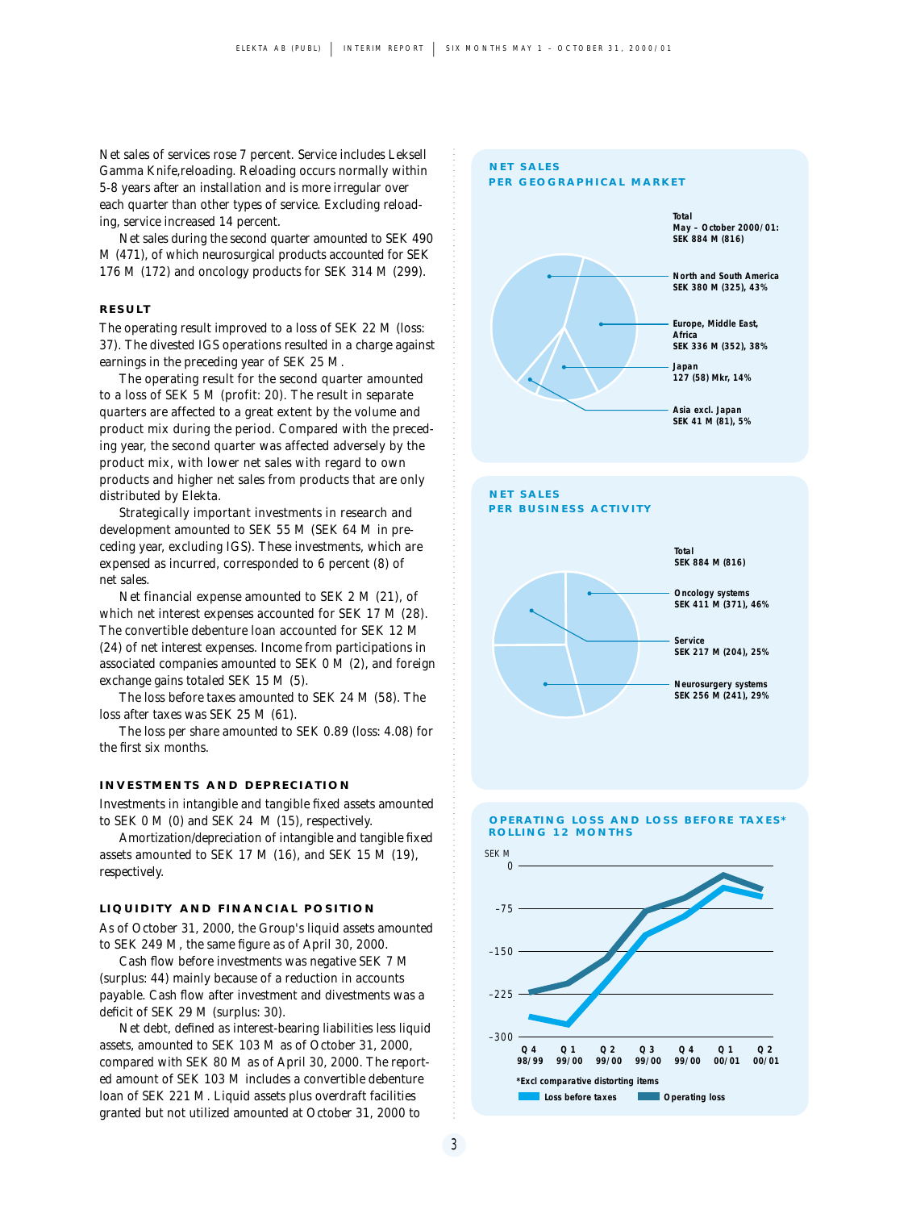Net sales of services rose 7 percent. Service includes Leksell Gamma Knife,reloading. Reloading occurs normally within 5-8 years after an installation and is more irregular over each quarter than other types of service. Excluding reloading, service increased 14 percent.

Net sales during the second quarter amounted to SEK 490 M (471), of which neurosurgical products accounted for SEK 176 M (172) and oncology products for SEK 314 M (299).

## RESULT

The operating result improved to a loss of SEK 22 M (loss: 37). The divested IGS operations resulted in a charge against earnings in the preceding year of SEK 25 M.

The operating result for the second quarter amounted to a loss of SEK 5 M (profit: 20). The result in separate quarters are affected to a great extent by the volume and product mix during the period. Compared with the preceding year, the second quarter was affected adversely by the product mix, with lower net sales with regard to own products and higher net sales from products that are only distributed by Elekta.

Strategically important investments in research and development amounted to SEK 55 M (SEK 64 M in preceding year, excluding IGS). These investments, which are expensed as incurred, corresponded to 6 percent (8) of net sales.

Net financial expense amounted to SEK 2 M (21), of which net interest expenses accounted for SEK 17 M (28). The convertible debenture loan accounted for SEK 12 M (24) of net interest expenses. Income from participations in associated companies amounted to SEK 0 M (2), and foreign exchange gains totaled SEK 15 M (5).

The loss before taxes amounted to SEK 24 M (58). The loss after taxes was SEK 25 M (61).

The loss per share amounted to SEK 0.89 (loss: 4.08) for the first six months.

## INVESTMENTS AND DEPRECIATION

Investments in intangible and tangible fixed assets amounted to SEK 0 M (0) and SEK 24 M (15), respectively.

Amortization/depreciation of intangible and tangible fixed assets amounted to SEK 17 M (16), and SEK 15 M (19), respectively.

## LIQUIDITY AND FINANCIAL POSITION

As of October 31, 2000, the Group's liquid assets amounted to SEK 249 M, the same figure as of April 30, 2000.

Cash flow before investments was negative SEK 7 M (surplus: 44) mainly because of a reduction in accounts payable. Cash flow after investment and divestments was a deficit of SEK 29 M (surplus: 30).

Net debt, defined as interest-bearing liabilities less liquid assets, amounted to SEK 103 M as of October 31, 2000, compared with SEK 80 M as of April 30, 2000. The reported amount of SEK 103 M includes a convertible debenture loan of SEK 221 M. Liquid assets plus overdraft facilities granted but not utilized amounted at October 31, 2000 to

### NET SALES PER GEOGRAPHICAL MARKET

Total May – October 2000/01: SEK 884 M (816)

- North and South America SEK 380 M (325), 43%
- Europe, Middle East, Africa SEK 336 M (352), 38%
- Japan 127 (58) Mkr, 14%
- Asia excl. Japan SEK 41 M (81), 5%

### NET SALES PER BUSINESS ACTIVITY

Total SEK 884 M (816)

- Oncology systems SEK 411 M (371), 46%
- Service SEK 217 M (204), 25%
- Neurosurgery systems SEK 256 M (241), 29%

### OPERATING LOSS AND LOSS BEFORE TAXES* ROLLING 12 MONTHS

SEK M

Q 4 98/99, Q 1 99/00, Q 2 99/00, Q 3 99/00, Q 4 99/00, Q 1 00/01, Q 2 00/01

*Excl comparative distorting items

Loss before taxes; Operating loss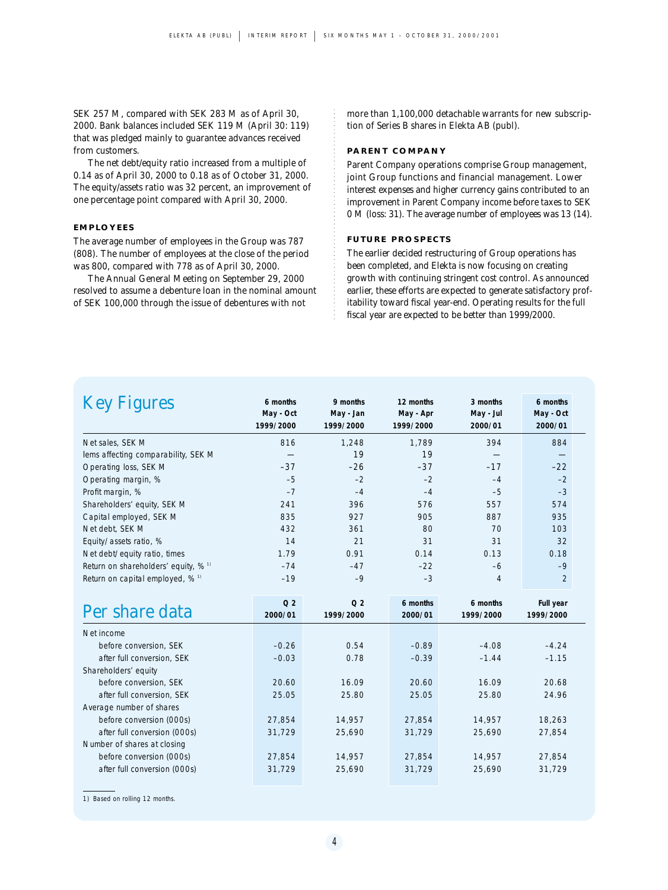SEK 257 M, compared with SEK 283 M as of April 30, 2000. Bank balances included SEK 119 M (April 30: 119) that was pledged mainly to guarantee advances received from customers.

The net debt/equity ratio increased from a multiple of 0.14 as of April 30, 2000 to 0.18 as of October 31, 2000. The equity/assets ratio was 32 percent, an improvement of one percentage point compared with April 30, 2000.

### EMPLOYEES

The average number of employees in the Group was 787 (808). The number of employees at the close of the period was 800, compared with 778 as of April 30, 2000.

The Annual General Meeting on September 29, 2000 resolved to assume a debenture loan in the nominal amount of SEK 100,000 through the issue of debentures with not more than 1,100,000 detachable warrants for new subscription of Series B shares in Elekta AB (publ).

### PARENT COMPANY

Parent Company operations comprise Group management, joint Group functions and financial management. Lower interest expenses and higher currency gains contributed to an improvement in Parent Company income before taxes to SEK 0 M (loss: 31). The average number of employees was 13 (14).

### FUTURE PROSPECTS

The earlier decided restructuring of Group operations has been completed, and Elekta is now focusing on creating growth with continuing stringent cost control. As announced earlier, these efforts are expected to generate satisfactory profitability toward fiscal year-end. Operating results for the full fiscal year are expected to be better than 1999/2000.

## Key Figures

| | 6 months May - Oct 1999/2000 | 9 months May - Jan 1999/2000 | 12 months May - Apr 1999/2000 | 3 months May - Jul 2000/01 | 6 months May - Oct 2000/01 |
|---|---|---|---|---|---|
| Net sales, SEK M | 816 | 1,248 | 1,789 | 394 | 884 |
| Iems affecting comparability, SEK M | — | 19 | 19 | — | — |
| Operating loss, SEK M | –37 | –26 | –37 | –17 | –22 |
| Operating margin, % | –5 | –2 | –2 | –4 | –2 |
| Profit margin, % | –7 | –4 | –4 | –5 | –3 |
| Shareholders' equity, SEK M | 241 | 396 | 576 | 557 | 574 |
| Capital employed, SEK M | 835 | 927 | 905 | 887 | 935 |
| Net debt, SEK M | 432 | 361 | 80 | 70 | 103 |
| Equity/assets ratio, % | 14 | 21 | 31 | 31 | 32 |
| Net debt/equity ratio, times | 1.79 | 0.91 | 0.14 | 0.13 | 0.18 |
| Return on shareholders' equity, % [1] | –74 | –47 | –22 | –6 | –9 |
| Return on capital employed, % [1] | –19 | –9 | –3 | 4 | 2 |

## Per share data

| | Q 2 2000/01 | Q 2 1999/2000 | 6 months 2000/01 | 6 months 1999/2000 | Full year 1999/2000 |
|---|---|---|---|---|---|
| Net income | | | | | |
| before conversion, SEK | –0.26 | 0.54 | –0.89 | –4.08 | –4.24 |
| after full conversion, SEK | –0.03 | 0.78 | –0.39 | –1.44 | –1.15 |
| Shareholders' equity | | | | | |
| before conversion, SEK | 20.60 | 16.09 | 20.60 | 16.09 | 20.68 |
| after full conversion, SEK | 25.05 | 25.80 | 25.05 | 25.80 | 24.96 |
| Average number of shares | | | | | |
| before conversion (000s) | 27,854 | 14,957 | 27,854 | 14,957 | 18,263 |
| after full conversion (000s) | 31,729 | 25,690 | 31,729 | 25,690 | 27,854 |
| Number of shares at closing | | | | | |
| before conversion (000s) | 27,854 | 14,957 | 27,854 | 14,957 | 27,854 |
| after full conversion (000s) | 31,729 | 25,690 | 31,729 | 25,690 | 31,729 |

1) Based on rolling 12 months.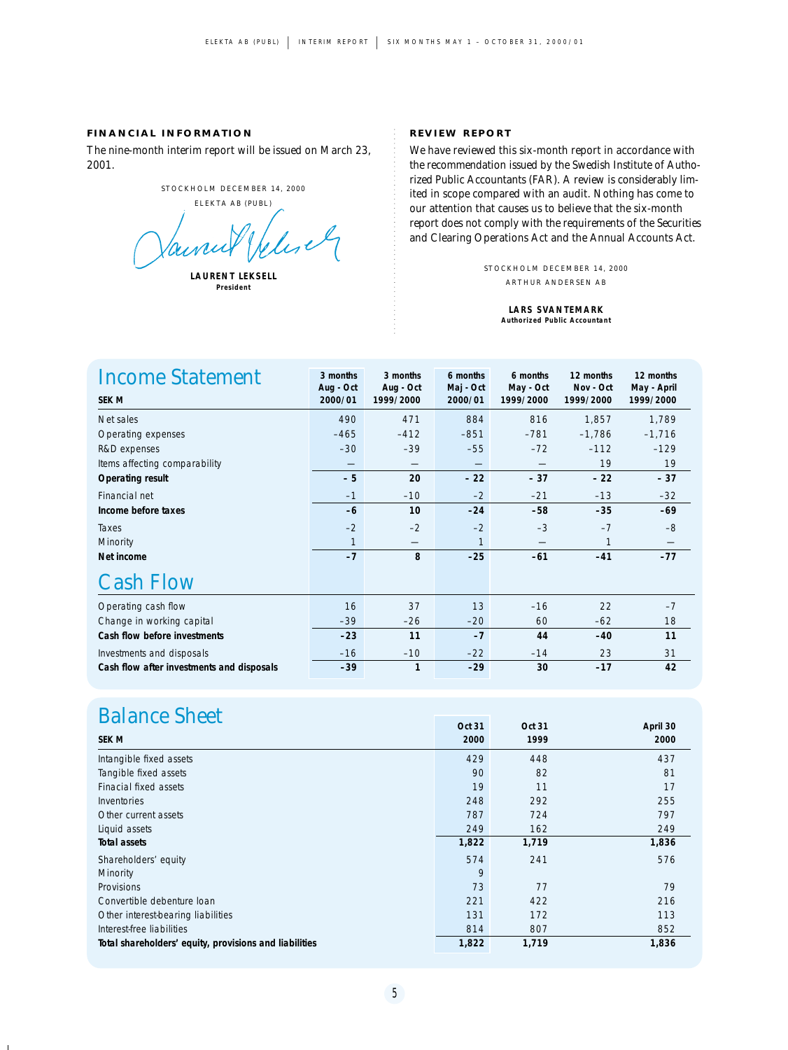## FINANCIAL INFORMATION

The nine-month interim report will be issued on March 23, 2001.

STOCKHOLM DECEMBER 14, 2000

ELEKTA AB (PUBL)

**LAURENT LEKSELL**
**President**

## REVIEW REPORT

We have reviewed this six-month report in accordance with the recommendation issued by the Swedish Institute of Authorized Public Accountants (FAR). A review is considerably limited in scope compared with an audit. Nothing has come to our attention that causes us to believe that the six-month report does not comply with the requirements of the Securities and Clearing Operations Act and the Annual Accounts Act.

STOCKHOLM DECEMBER 14, 2000

ARTHUR ANDERSEN AB

**LARS SVANTEMARK**
**Authorized Public Accountant**

# Income Statement

| SEK M | 3 months Aug - Oct 2000/01 | 3 months Aug - Oct 1999/2000 | 6 months Maj - Oct 2000/01 | 6 months May - Oct 1999/2000 | 12 months Nov - Oct 1999/2000 | 12 months May - April 1999/2000 |
|---|---|---|---|---|---|---|
| Net sales | 490 | 471 | 884 | 816 | 1,857 | 1,789 |
| Operating expenses | -465 | -412 | -851 | -781 | -1,786 | -1,716 |
| R&D expenses | -30 | -39 | -55 | -72 | -112 | -129 |
| Items affecting comparability | — | — | — | — | 19 | 19 |
| **Operating result** | **- 5** | **20** | **- 22** | **- 37** | **- 22** | **- 37** |
| Financial net | -1 | -10 | -2 | -21 | -13 | -32 |
| **Income before taxes** | **-6** | **10** | **-24** | **-58** | **-35** | **-69** |
| Taxes | -2 | -2 | -2 | -3 | -7 | -8 |
| Minority | 1 | — | 1 | — | 1 | — |
| **Net income** | **-7** | **8** | **-25** | **-61** | **-41** | **-77** |

# Cash Flow

| | 3 months Aug - Oct 2000/01 | 3 months Aug - Oct 1999/2000 | 6 months Maj - Oct 2000/01 | 6 months May - Oct 1999/2000 | 12 months Nov - Oct 1999/2000 | 12 months May - April 1999/2000 |
|---|---|---|---|---|---|---|
| Operating cash flow | 16 | 37 | 13 | -16 | 22 | -7 |
| Change in working capital | -39 | -26 | -20 | 60 | -62 | 18 |
| **Cash flow before investments** | **-23** | **11** | **-7** | **44** | **-40** | **11** |
| Investments and disposals | -16 | -10 | -22 | -14 | 23 | 31 |
| **Cash flow after investments and disposals** | **-39** | **1** | **-29** | **30** | **-17** | **42** |

# Balance Sheet

| SEK M | Oct 31 2000 | Oct 31 1999 | April 30 2000 |
|---|---|---|---|
| Intangible fixed assets | 429 | 448 | 437 |
| Tangible fixed assets | 90 | 82 | 81 |
| Finacial fixed assets | 19 | 11 | 17 |
| Inventories | 248 | 292 | 255 |
| Other current assets | 787 | 724 | 797 |
| Liquid assets | 249 | 162 | 249 |
| **Total assets** | **1,822** | **1,719** | **1,836** |
| Shareholders' equity | 574 | 241 | 576 |
| Minority | 9 | | |
| Provisions | 73 | 77 | 79 |
| Convertible debenture loan | 221 | 422 | 216 |
| Other interest-bearing liabilities | 131 | 172 | 113 |
| Interest-free liabilities | 814 | 807 | 852 |
| **Total shareholders' equity, provisions and liabilities** | **1,822** | **1,719** | **1,836** |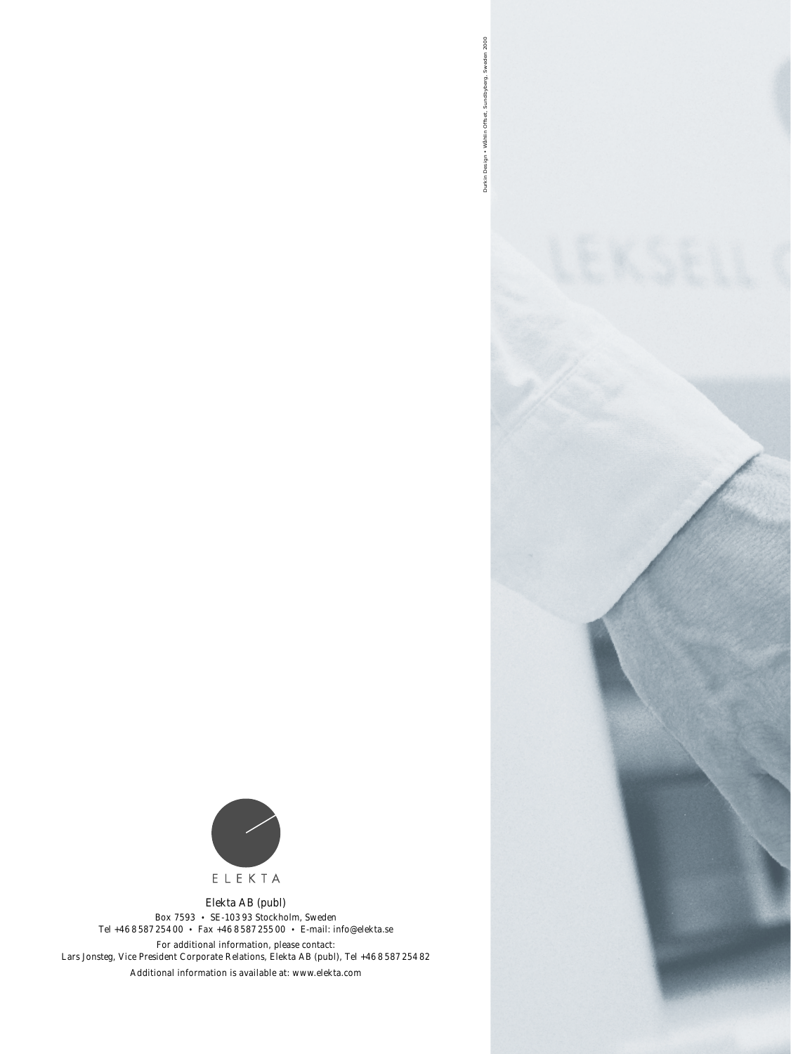Durkin Design • Wåhlin Offset, Sundbyberg, Sweden 2000

ELEKTA

Elekta AB (publ)

Box 7593 • SE-103 93 Stockholm, Sweden

Tel +46 8 587 254 00 • Fax +46 8 587 255 00 • E-mail: info@elekta.se

For additional information, please contact:

Lars Jonsteg, Vice President Corporate Relations, Elekta AB (publ), Tel +46 8 587 254 82

Additional information is available at: www.elekta.com